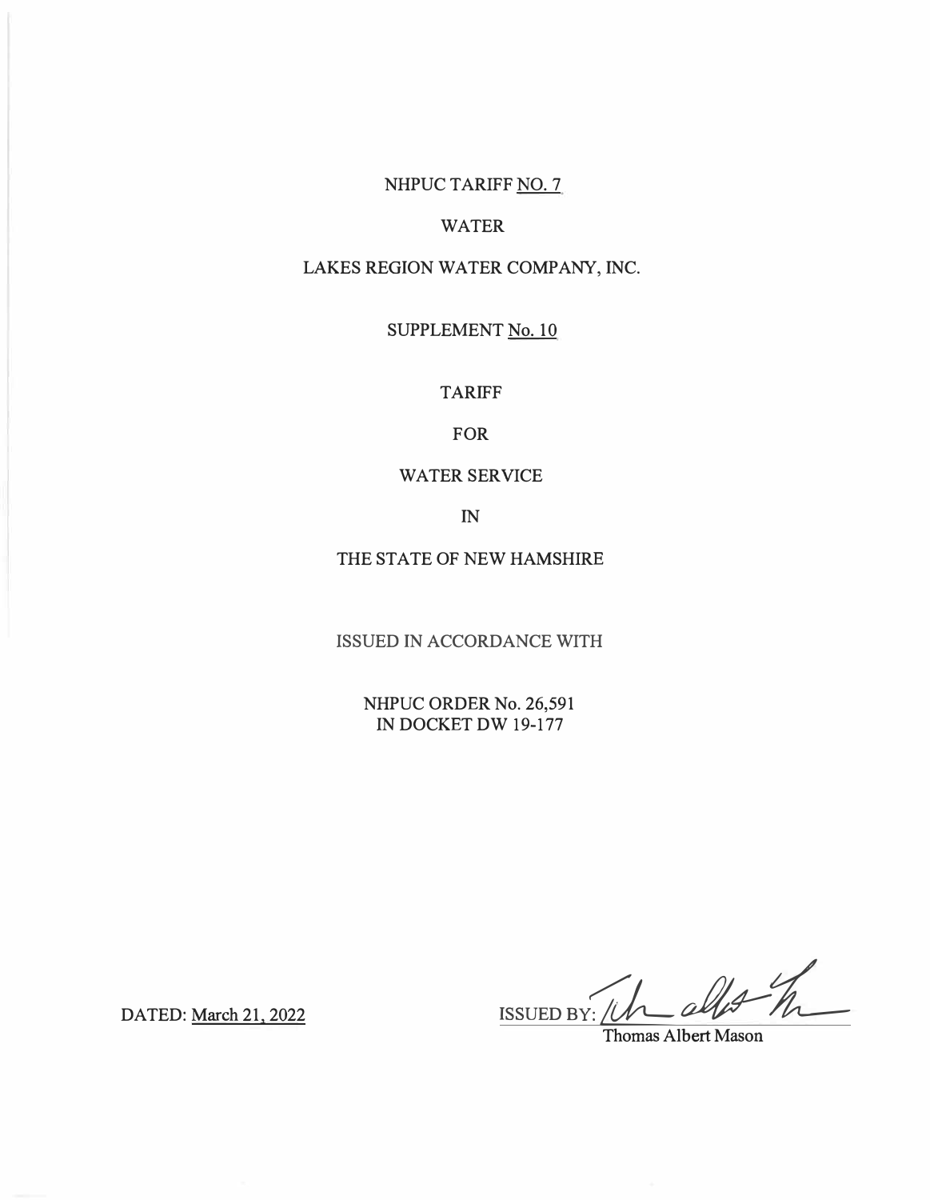NHPUC TARIFF NO. 7

WATER

LAKES REGION WATER COMPANY, INC.

SUPPLEMENT No. 10

TARIFF

FOR

WATER SERVICE

IN

THE STATE OF NEW HAMSHIRE

ISSUED IN ACCORDANCE WITH

NHPUC ORDER No. 26,591
IN DOCKET DW 19-177

DATED: March 21, 2022

ISSUED BY:

Thomas Albert Mason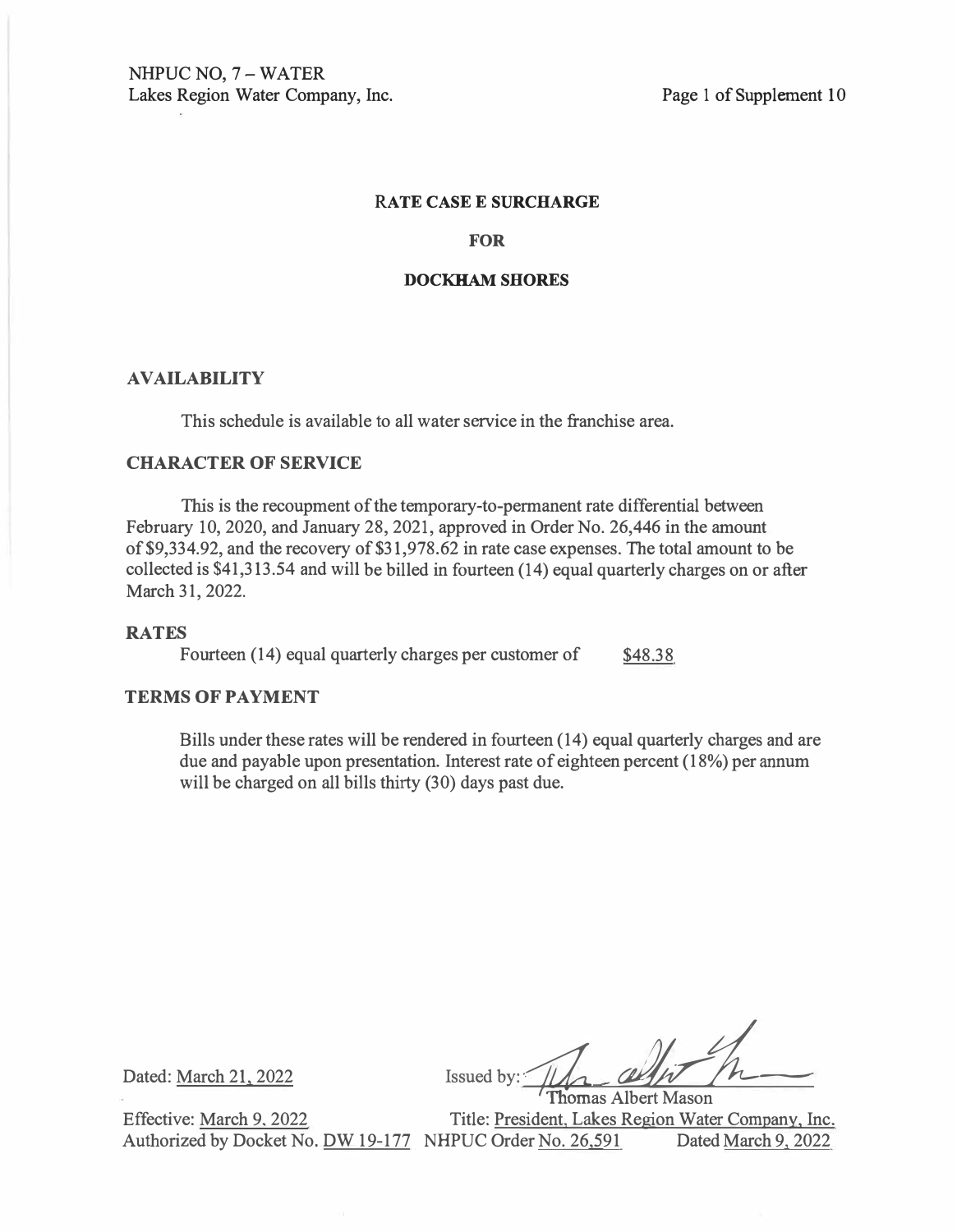NHPUC NO, 7 – WATER
Lakes Region Water Company, Inc.

Page 1 of Supplement 10

## RATE CASE E SURCHARGE

## FOR

## DOCKHAM SHORES

### AVAILABILITY

This schedule is available to all water service in the franchise area.

### CHARACTER OF SERVICE

This is the recoupment of the temporary-to-permanent rate differential between February 10, 2020, and January 28, 2021, approved in Order No. 26,446 in the amount of $9,334.92, and the recovery of $31,978.62 in rate case expenses. The total amount to be collected is $41,313.54 and will be billed in fourteen (14) equal quarterly charges on or after March 31, 2022.

### RATES

Fourteen (14) equal quarterly charges per customer of $48.38

### TERMS OF PAYMENT

Bills under these rates will be rendered in fourteen (14) equal quarterly charges and are due and payable upon presentation. Interest rate of eighteen percent (18%) per annum will be charged on all bills thirty (30) days past due.

Dated: March 21, 2022

Issued by: Thomas Albert Mason

Effective: March 9, 2022

Title: President, Lakes Region Water Company, Inc.

Authorized by Docket No. DW 19-177 NHPUC Order No. 26,591 Dated March 9, 2022